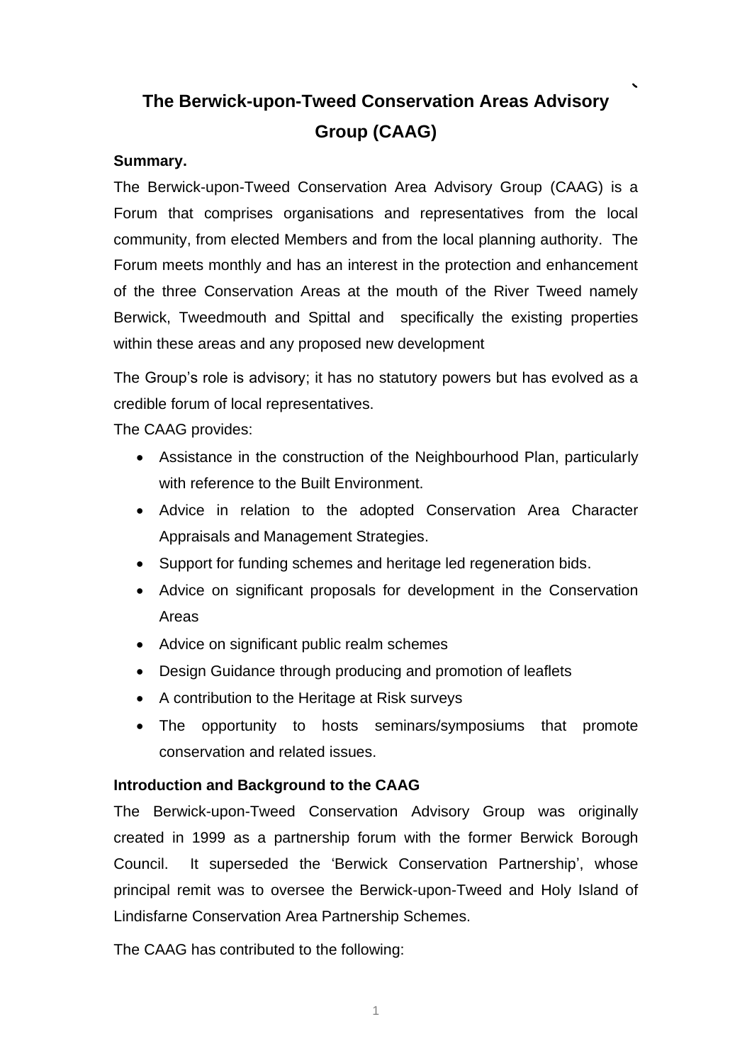# The Berwick-upon-Tweed Conservation Areas Advisory Group (CAAG)

**Summary.**

The Berwick-upon-Tweed Conservation Area Advisory Group (CAAG) is a Forum that comprises organisations and representatives from the local community, from elected Members and from the local planning authority. The Forum meets monthly and has an interest in the protection and enhancement of the three Conservation Areas at the mouth of the River Tweed namely Berwick, Tweedmouth and Spittal and specifically the existing properties within these areas and any proposed new development

The Group's role is advisory; it has no statutory powers but has evolved as a credible forum of local representatives.

The CAAG provides:

- Assistance in the construction of the Neighbourhood Plan, particularly with reference to the Built Environment.
- Advice in relation to the adopted Conservation Area Character Appraisals and Management Strategies.
- Support for funding schemes and heritage led regeneration bids.
- Advice on significant proposals for development in the Conservation Areas
- Advice on significant public realm schemes
- Design Guidance through producing and promotion of leaflets
- A contribution to the Heritage at Risk surveys
- The opportunity to hosts seminars/symposiums that promote conservation and related issues.

**Introduction and Background to the CAAG**

The Berwick-upon-Tweed Conservation Advisory Group was originally created in 1999 as a partnership forum with the former Berwick Borough Council. It superseded the 'Berwick Conservation Partnership', whose principal remit was to oversee the Berwick-upon-Tweed and Holy Island of Lindisfarne Conservation Area Partnership Schemes.

The CAAG has contributed to the following: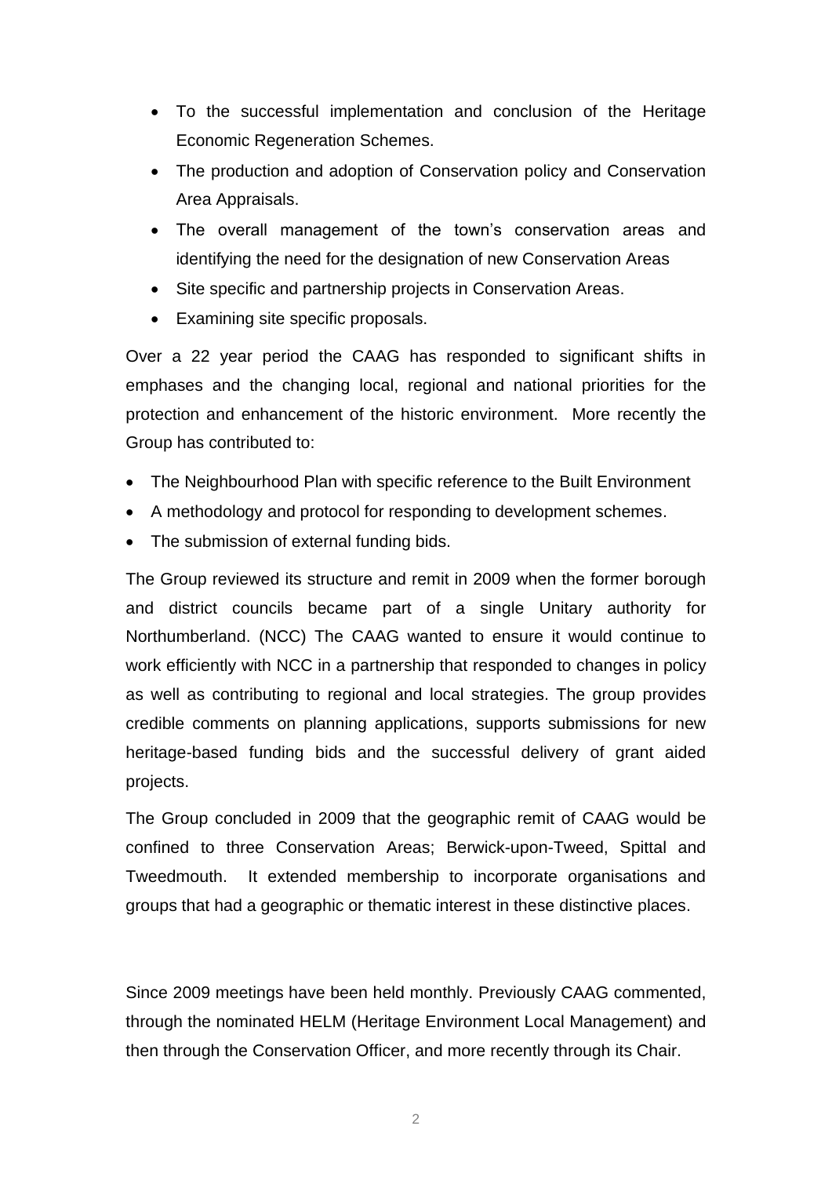- To the successful implementation and conclusion of the Heritage Economic Regeneration Schemes.
- The production and adoption of Conservation policy and Conservation Area Appraisals.
- The overall management of the town's conservation areas and identifying the need for the designation of new Conservation Areas
- Site specific and partnership projects in Conservation Areas.
- Examining site specific proposals.

Over a 22 year period the CAAG has responded to significant shifts in emphases and the changing local, regional and national priorities for the protection and enhancement of the historic environment. More recently the Group has contributed to:

- The Neighbourhood Plan with specific reference to the Built Environment
- A methodology and protocol for responding to development schemes.
- The submission of external funding bids.

The Group reviewed its structure and remit in 2009 when the former borough and district councils became part of a single Unitary authority for Northumberland. (NCC) The CAAG wanted to ensure it would continue to work efficiently with NCC in a partnership that responded to changes in policy as well as contributing to regional and local strategies. The group provides credible comments on planning applications, supports submissions for new heritage-based funding bids and the successful delivery of grant aided projects.

The Group concluded in 2009 that the geographic remit of CAAG would be confined to three Conservation Areas; Berwick-upon-Tweed, Spittal and Tweedmouth. It extended membership to incorporate organisations and groups that had a geographic or thematic interest in these distinctive places.

Since 2009 meetings have been held monthly. Previously CAAG commented, through the nominated HELM (Heritage Environment Local Management) and then through the Conservation Officer, and more recently through its Chair.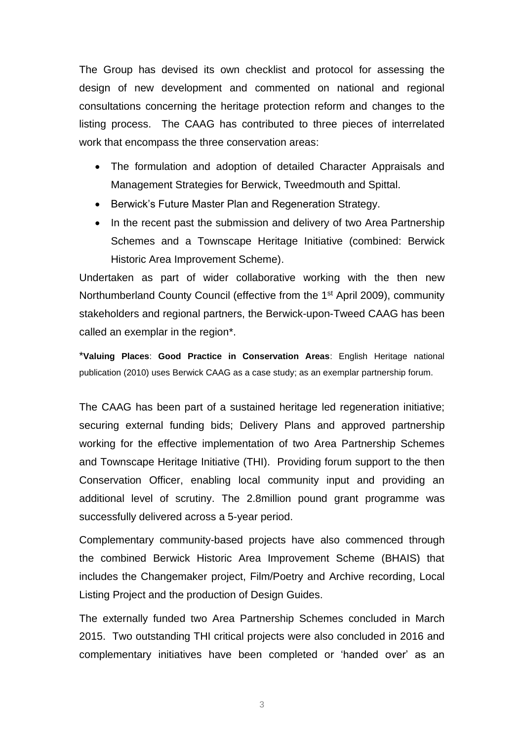The Group has devised its own checklist and protocol for assessing the design of new development and commented on national and regional consultations concerning the heritage protection reform and changes to the listing process. The CAAG has contributed to three pieces of interrelated work that encompass the three conservation areas:

- The formulation and adoption of detailed Character Appraisals and Management Strategies for Berwick, Tweedmouth and Spittal.
- Berwick's Future Master Plan and Regeneration Strategy.
- In the recent past the submission and delivery of two Area Partnership Schemes and a Townscape Heritage Initiative (combined: Berwick Historic Area Improvement Scheme).

Undertaken as part of wider collaborative working with the then new Northumberland County Council (effective from the 1st April 2009), community stakeholders and regional partners, the Berwick-upon-Tweed CAAG has been called an exemplar in the region*.

*__Valuing Places__: **Good Practice in Conservation Areas**: English Heritage national publication (2010) uses Berwick CAAG as a case study; as an exemplar partnership forum.

The CAAG has been part of a sustained heritage led regeneration initiative; securing external funding bids; Delivery Plans and approved partnership working for the effective implementation of two Area Partnership Schemes and Townscape Heritage Initiative (THI). Providing forum support to the then Conservation Officer, enabling local community input and providing an additional level of scrutiny. The 2.8million pound grant programme was successfully delivered across a 5-year period.

Complementary community-based projects have also commenced through the combined Berwick Historic Area Improvement Scheme (BHAIS) that includes the Changemaker project, Film/Poetry and Archive recording, Local Listing Project and the production of Design Guides.

The externally funded two Area Partnership Schemes concluded in March 2015. Two outstanding THI critical projects were also concluded in 2016 and complementary initiatives have been completed or 'handed over' as an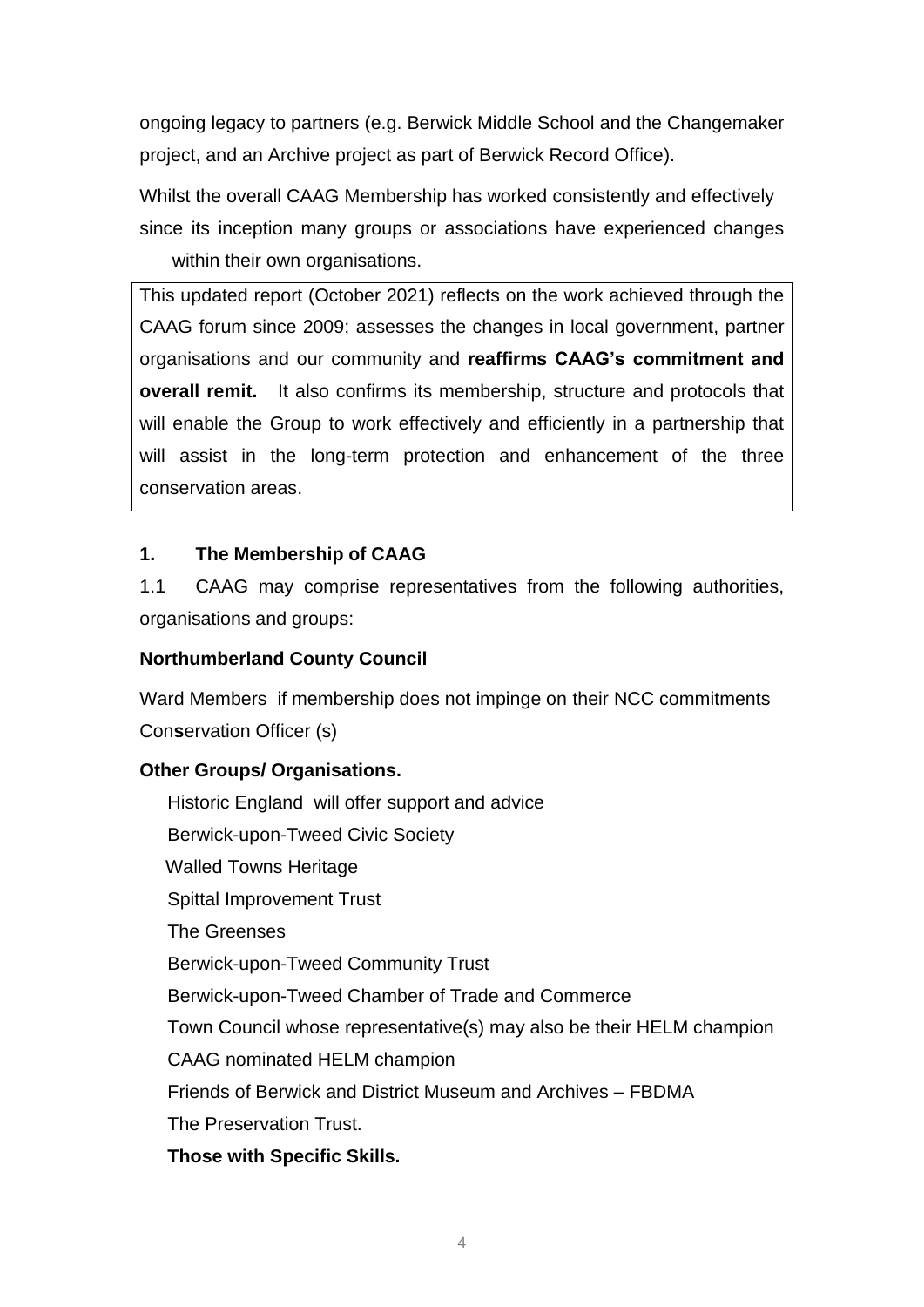ongoing legacy to partners (e.g. Berwick Middle School and the Changemaker project, and an Archive project as part of Berwick Record Office).

Whilst the overall CAAG Membership has worked consistently and effectively since its inception many groups or associations have experienced changes within their own organisations.

This updated report (October 2021) reflects on the work achieved through the CAAG forum since 2009; assesses the changes in local government, partner organisations and our community and **reaffirms CAAG's commitment and overall remit.** It also confirms its membership, structure and protocols that will enable the Group to work effectively and efficiently in a partnership that will assist in the long-term protection and enhancement of the three conservation areas.

## 1. The Membership of CAAG

1.1 CAAG may comprise representatives from the following authorities, organisations and groups:

**Northumberland County Council**

Ward Members if membership does not impinge on their NCC commitments
Conservation Officer (s)

**Other Groups/ Organisations.**

Historic England will offer support and advice
Berwick-upon-Tweed Civic Society
Walled Towns Heritage
Spittal Improvement Trust
The Greenses
Berwick-upon-Tweed Community Trust
Berwick-upon-Tweed Chamber of Trade and Commerce
Town Council whose representative(s) may also be their HELM champion
CAAG nominated HELM champion
Friends of Berwick and District Museum and Archives – FBDMA
The Preservation Trust.

**Those with Specific Skills.**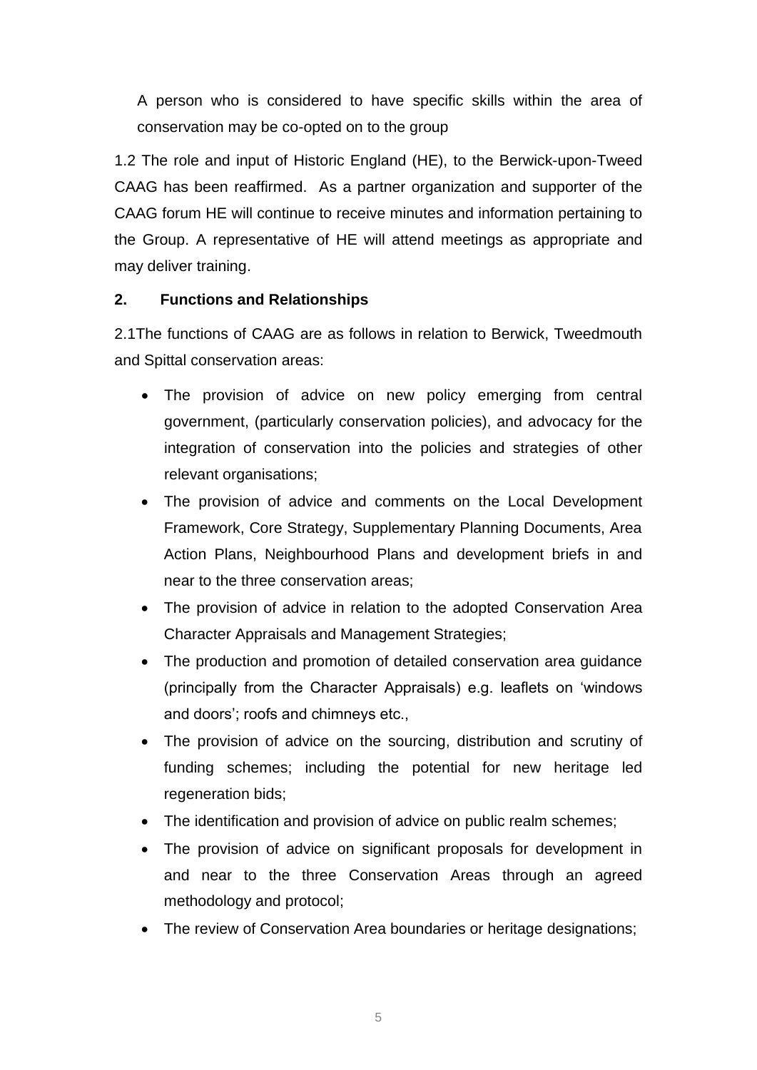A person who is considered to have specific skills within the area of conservation may be co-opted on to the group

1.2 The role and input of Historic England (HE), to the Berwick-upon-Tweed CAAG has been reaffirmed. As a partner organization and supporter of the CAAG forum HE will continue to receive minutes and information pertaining to the Group. A representative of HE will attend meetings as appropriate and may deliver training.

## 2. Functions and Relationships

2.1The functions of CAAG are as follows in relation to Berwick, Tweedmouth and Spittal conservation areas:

- The provision of advice on new policy emerging from central government, (particularly conservation policies), and advocacy for the integration of conservation into the policies and strategies of other relevant organisations;
- The provision of advice and comments on the Local Development Framework, Core Strategy, Supplementary Planning Documents, Area Action Plans, Neighbourhood Plans and development briefs in and near to the three conservation areas;
- The provision of advice in relation to the adopted Conservation Area Character Appraisals and Management Strategies;
- The production and promotion of detailed conservation area guidance (principally from the Character Appraisals) e.g. leaflets on 'windows and doors'; roofs and chimneys etc.,
- The provision of advice on the sourcing, distribution and scrutiny of funding schemes; including the potential for new heritage led regeneration bids;
- The identification and provision of advice on public realm schemes;
- The provision of advice on significant proposals for development in and near to the three Conservation Areas through an agreed methodology and protocol;
- The review of Conservation Area boundaries or heritage designations;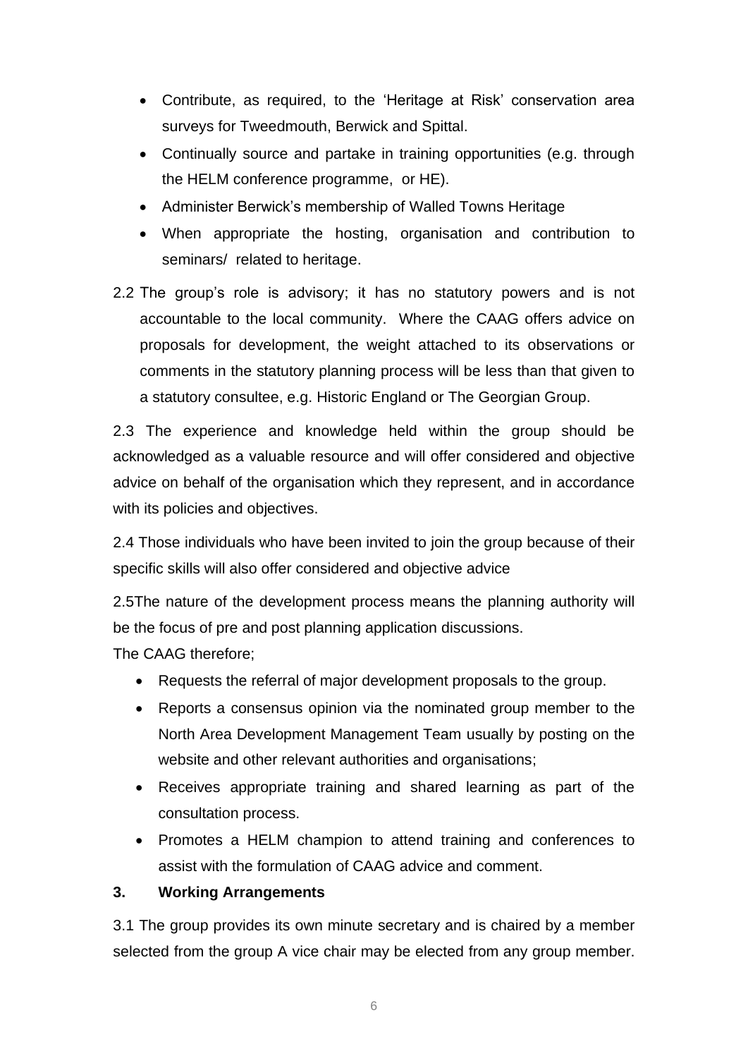- Contribute, as required, to the 'Heritage at Risk' conservation area surveys for Tweedmouth, Berwick and Spittal.
- Continually source and partake in training opportunities (e.g. through the HELM conference programme, or HE).
- Administer Berwick's membership of Walled Towns Heritage
- When appropriate the hosting, organisation and contribution to seminars/ related to heritage.

2.2 The group's role is advisory; it has no statutory powers and is not accountable to the local community. Where the CAAG offers advice on proposals for development, the weight attached to its observations or comments in the statutory planning process will be less than that given to a statutory consultee, e.g. Historic England or The Georgian Group.

2.3 The experience and knowledge held within the group should be acknowledged as a valuable resource and will offer considered and objective advice on behalf of the organisation which they represent, and in accordance with its policies and objectives.

2.4 Those individuals who have been invited to join the group because of their specific skills will also offer considered and objective advice

2.5The nature of the development process means the planning authority will be the focus of pre and post planning application discussions.

The CAAG therefore;

- Requests the referral of major development proposals to the group.
- Reports a consensus opinion via the nominated group member to the North Area Development Management Team usually by posting on the website and other relevant authorities and organisations;
- Receives appropriate training and shared learning as part of the consultation process.
- Promotes a HELM champion to attend training and conferences to assist with the formulation of CAAG advice and comment.

## 3. Working Arrangements

3.1 The group provides its own minute secretary and is chaired by a member selected from the group A vice chair may be elected from any group member.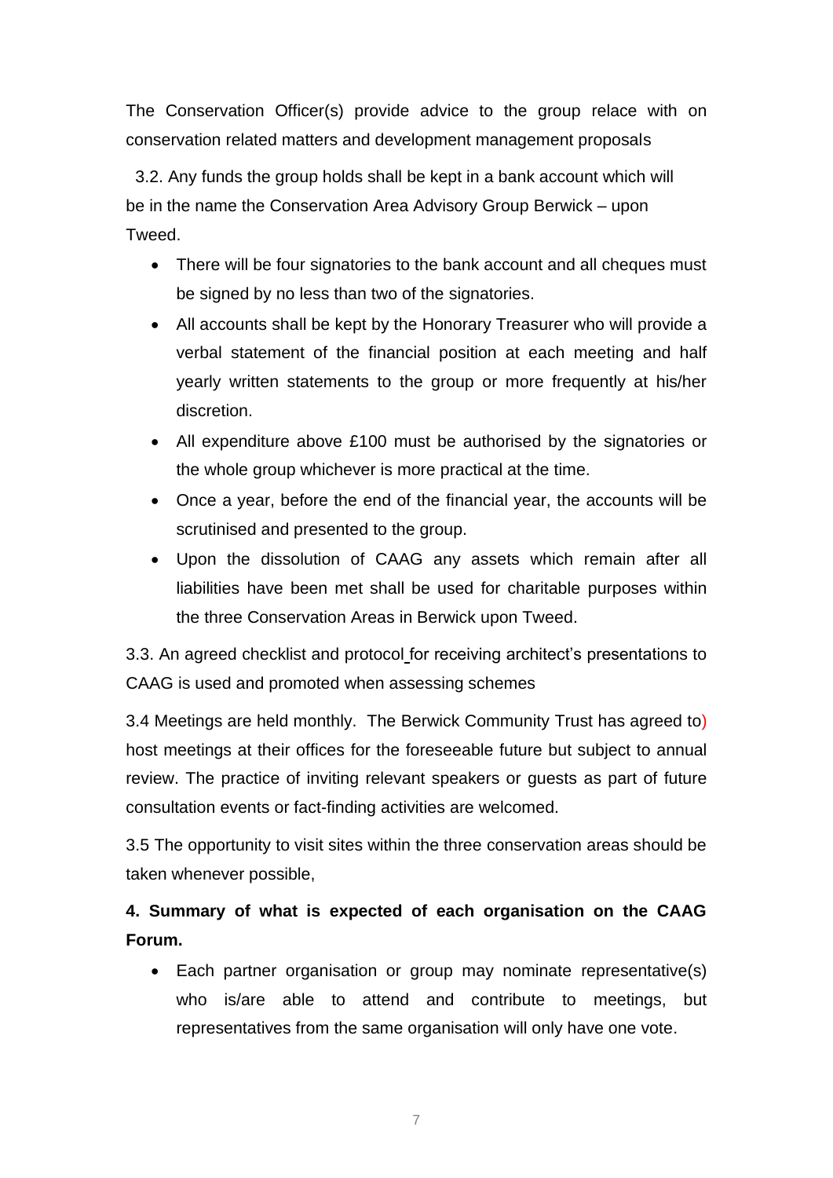The Conservation Officer(s) provide advice to the group relace with on conservation related matters and development management proposals

3.2. Any funds the group holds shall be kept in a bank account which will be in the name the Conservation Area Advisory Group Berwick – upon Tweed.

- There will be four signatories to the bank account and all cheques must be signed by no less than two of the signatories.
- All accounts shall be kept by the Honorary Treasurer who will provide a verbal statement of the financial position at each meeting and half yearly written statements to the group or more frequently at his/her discretion.
- All expenditure above £100 must be authorised by the signatories or the whole group whichever is more practical at the time.
- Once a year, before the end of the financial year, the accounts will be scrutinised and presented to the group.
- Upon the dissolution of CAAG any assets which remain after all liabilities have been met shall be used for charitable purposes within the three Conservation Areas in Berwick upon Tweed.

3.3. An agreed checklist and protocol for receiving architect's presentations to CAAG is used and promoted when assessing schemes

3.4 Meetings are held monthly. The Berwick Community Trust has agreed to) host meetings at their offices for the foreseeable future but subject to annual review. The practice of inviting relevant speakers or guests as part of future consultation events or fact-finding activities are welcomed.

3.5 The opportunity to visit sites within the three conservation areas should be taken whenever possible,

**4. Summary of what is expected of each organisation on the CAAG Forum.**

- Each partner organisation or group may nominate representative(s) who is/are able to attend and contribute to meetings, but representatives from the same organisation will only have one vote.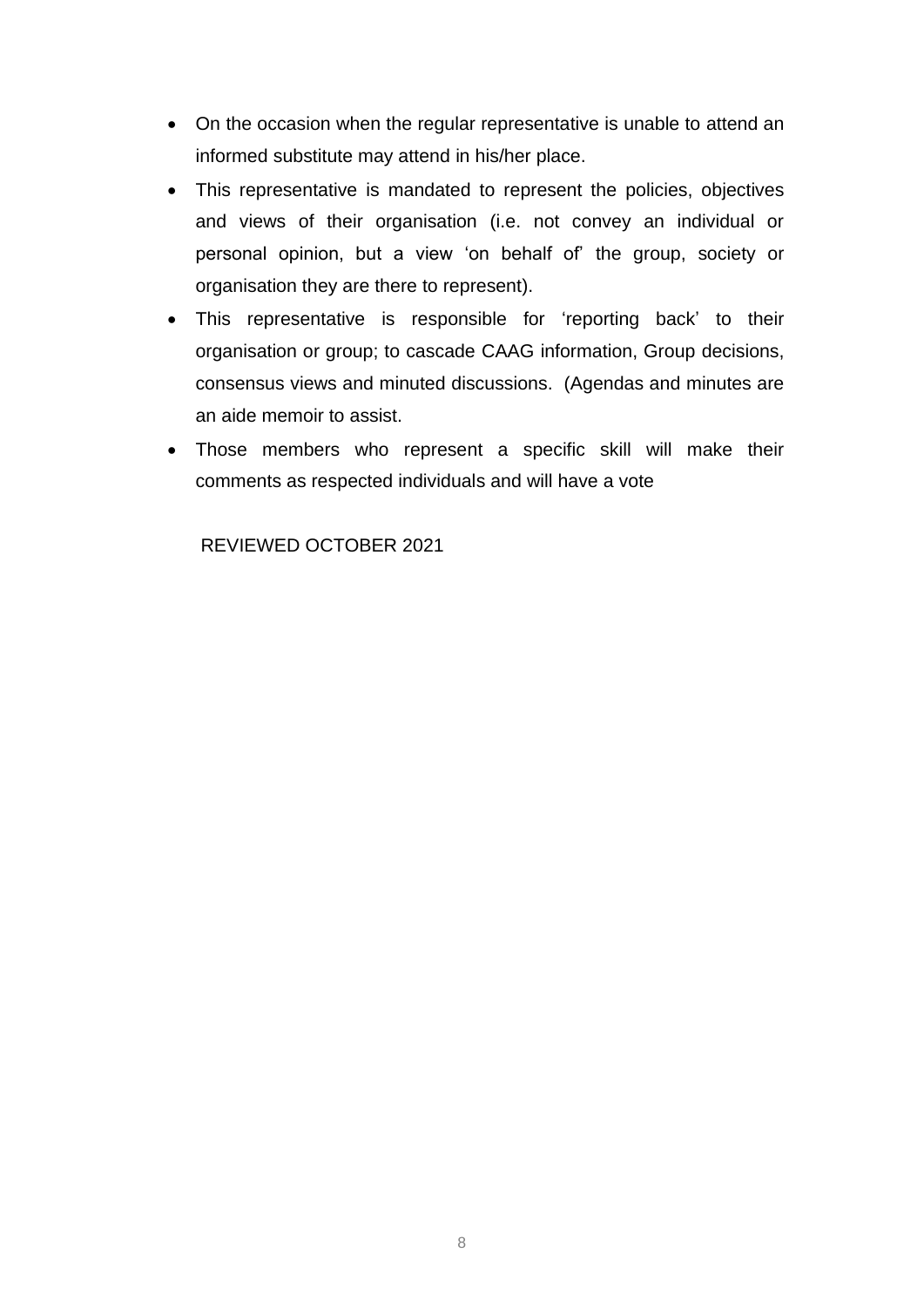- On the occasion when the regular representative is unable to attend an informed substitute may attend in his/her place.
- This representative is mandated to represent the policies, objectives and views of their organisation (i.e. not convey an individual or personal opinion, but a view 'on behalf of' the group, society or organisation they are there to represent).
- This representative is responsible for 'reporting back' to their organisation or group; to cascade CAAG information, Group decisions, consensus views and minuted discussions. (Agendas and minutes are an aide memoir to assist.
- Those members who represent a specific skill will make their comments as respected individuals and will have a vote

REVIEWED OCTOBER 2021